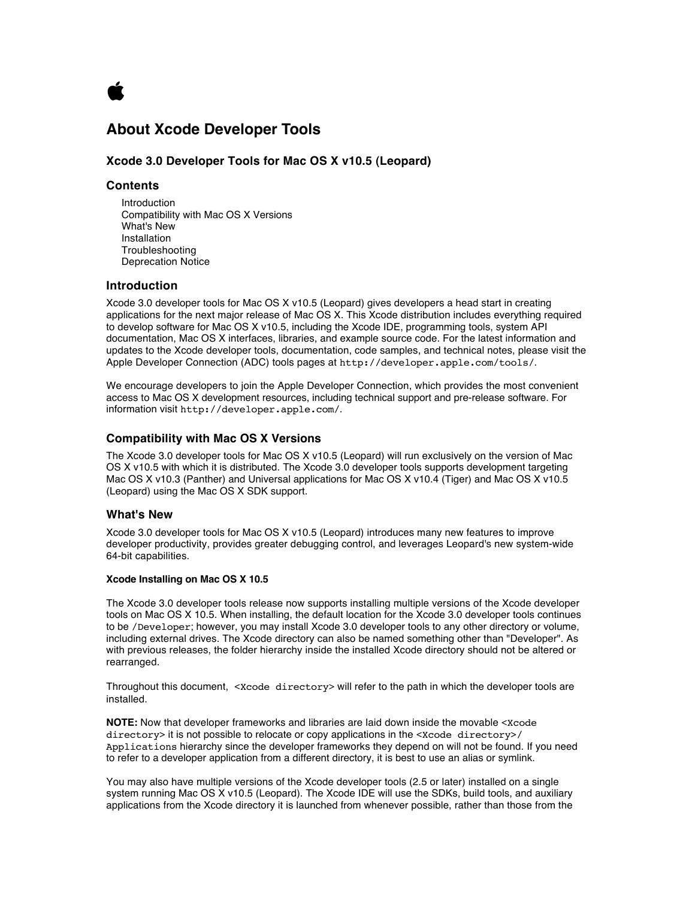# About Xcode Developer Tools

## Xcode 3.0 Developer Tools for Mac OS X v10.5 (Leopard)

## Contents

- Introduction
- Compatibility with Mac OS X Versions
- What's New
- Installation
- Troubleshooting
- Deprecation Notice

## Introduction

Xcode 3.0 developer tools for Mac OS X v10.5 (Leopard) gives developers a head start in creating applications for the next major release of Mac OS X. This Xcode distribution includes everything required to develop software for Mac OS X v10.5, including the Xcode IDE, programming tools, system API documentation, Mac OS X interfaces, libraries, and example source code. For the latest information and updates to the Xcode developer tools, documentation, code samples, and technical notes, please visit the Apple Developer Connection (ADC) tools pages at `http://developer.apple.com/tools/`.

We encourage developers to join the Apple Developer Connection, which provides the most convenient access to Mac OS X development resources, including technical support and pre-release software. For information visit `http://developer.apple.com/`.

## Compatibility with Mac OS X Versions

The Xcode 3.0 developer tools for Mac OS X v10.5 (Leopard) will run exclusively on the version of Mac OS X v10.5 with which it is distributed. The Xcode 3.0 developer tools supports development targeting Mac OS X v10.3 (Panther) and Universal applications for Mac OS X v10.4 (Tiger) and Mac OS X v10.5 (Leopard) using the Mac OS X SDK support.

## What's New

Xcode 3.0 developer tools for Mac OS X v10.5 (Leopard) introduces many new features to improve developer productivity, provides greater debugging control, and leverages Leopard's new system-wide 64-bit capabilities.

#### Xcode Installing on Mac OS X 10.5

The Xcode 3.0 developer tools release now supports installing multiple versions of the Xcode developer tools on Mac OS X 10.5. When installing, the default location for the Xcode 3.0 developer tools continues to be `/Developer`; however, you may install Xcode 3.0 developer tools to any other directory or volume, including external drives. The Xcode directory can also be named something other than "Developer". As with previous releases, the folder hierarchy inside the installed Xcode directory should not be altered or rearranged.

Throughout this document, `<Xcode directory>` will refer to the path in which the developer tools are installed.

**NOTE:** Now that developer frameworks and libraries are laid down inside the movable `<Xcode directory>` it is not possible to relocate or copy applications in the `<Xcode directory>/Applications` hierarchy since the developer frameworks they depend on will not be found. If you need to refer to a developer application from a different directory, it is best to use an alias or symlink.

You may also have multiple versions of the Xcode developer tools (2.5 or later) installed on a single system running Mac OS X v10.5 (Leopard). The Xcode IDE will use the SDKs, build tools, and auxiliary applications from the Xcode directory it is launched from whenever possible, rather than those from the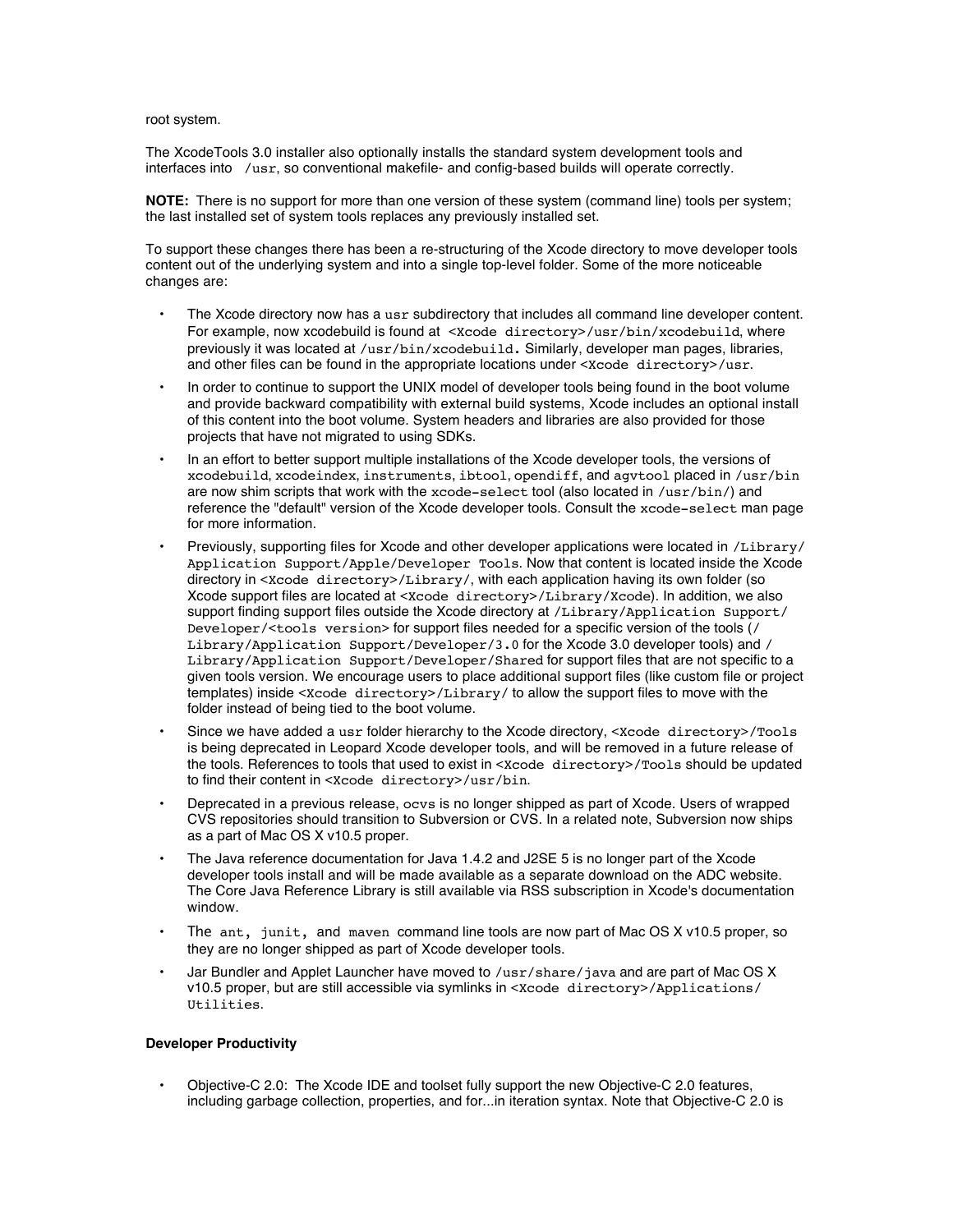root system.

The XcodeTools 3.0 installer also optionally installs the standard system development tools and interfaces into `/usr`, so conventional makefile- and config-based builds will operate correctly.

**NOTE:** There is no support for more than one version of these system (command line) tools per system; the last installed set of system tools replaces any previously installed set.

To support these changes there has been a re-structuring of the Xcode directory to move developer tools content out of the underlying system and into a single top-level folder. Some of the more noticeable changes are:

- The Xcode directory now has a `usr` subdirectory that includes all command line developer content. For example, now xcodebuild is found at `<Xcode directory>/usr/bin/xcodebuild`, where previously it was located at `/usr/bin/xcodebuild`. Similarly, developer man pages, libraries, and other files can be found in the appropriate locations under `<Xcode directory>/usr`.
- In order to continue to support the UNIX model of developer tools being found in the boot volume and provide backward compatibility with external build systems, Xcode includes an optional install of this content into the boot volume. System headers and libraries are also provided for those projects that have not migrated to using SDKs.
- In an effort to better support multiple installations of the Xcode developer tools, the versions of `xcodebuild`, `xcodeindex`, `instruments`, `ibtool`, `opendiff`, and `agvtool` placed in `/usr/bin` are now shim scripts that work with the `xcode-select` tool (also located in `/usr/bin/`) and reference the "default" version of the Xcode developer tools. Consult the `xcode-select` man page for more information.
- Previously, supporting files for Xcode and other developer applications were located in `/Library/Application Support/Apple/Developer Tools`. Now that content is located inside the Xcode directory in `<Xcode directory>/Library/`, with each application having its own folder (so Xcode support files are located at `<Xcode directory>/Library/Xcode`). In addition, we also support finding support files outside the Xcode directory at `/Library/Application Support/Developer/<tools version>` for support files needed for a specific version of the tools (`/Library/Application Support/Developer/3.0` for the Xcode 3.0 developer tools) and `/Library/Application Support/Developer/Shared` for support files that are not specific to a given tools version. We encourage users to place additional support files (like custom file or project templates) inside `<Xcode directory>/Library/` to allow the support files to move with the folder instead of being tied to the boot volume.
- Since we have added a `usr` folder hierarchy to the Xcode directory, `<Xcode directory>/Tools` is being deprecated in Leopard Xcode developer tools, and will be removed in a future release of the tools. References to tools that used to exist in `<Xcode directory>/Tools` should be updated to find their content in `<Xcode directory>/usr/bin`.
- Deprecated in a previous release, `ocvs` is no longer shipped as part of Xcode. Users of wrapped CVS repositories should transition to Subversion or CVS. In a related note, Subversion now ships as a part of Mac OS X v10.5 proper.
- The Java reference documentation for Java 1.4.2 and J2SE 5 is no longer part of the Xcode developer tools install and will be made available as a separate download on the ADC website. The Core Java Reference Library is still available via RSS subscription in Xcode's documentation window.
- The `ant`, `junit`, and `maven` command line tools are now part of Mac OS X v10.5 proper, so they are no longer shipped as part of Xcode developer tools.
- Jar Bundler and Applet Launcher have moved to `/usr/share/java` and are part of Mac OS X v10.5 proper, but are still accessible via symlinks in `<Xcode directory>/Applications/Utilities`.

**Developer Productivity**

- Objective-C 2.0: The Xcode IDE and toolset fully support the new Objective-C 2.0 features, including garbage collection, properties, and for...in iteration syntax. Note that Objective-C 2.0 is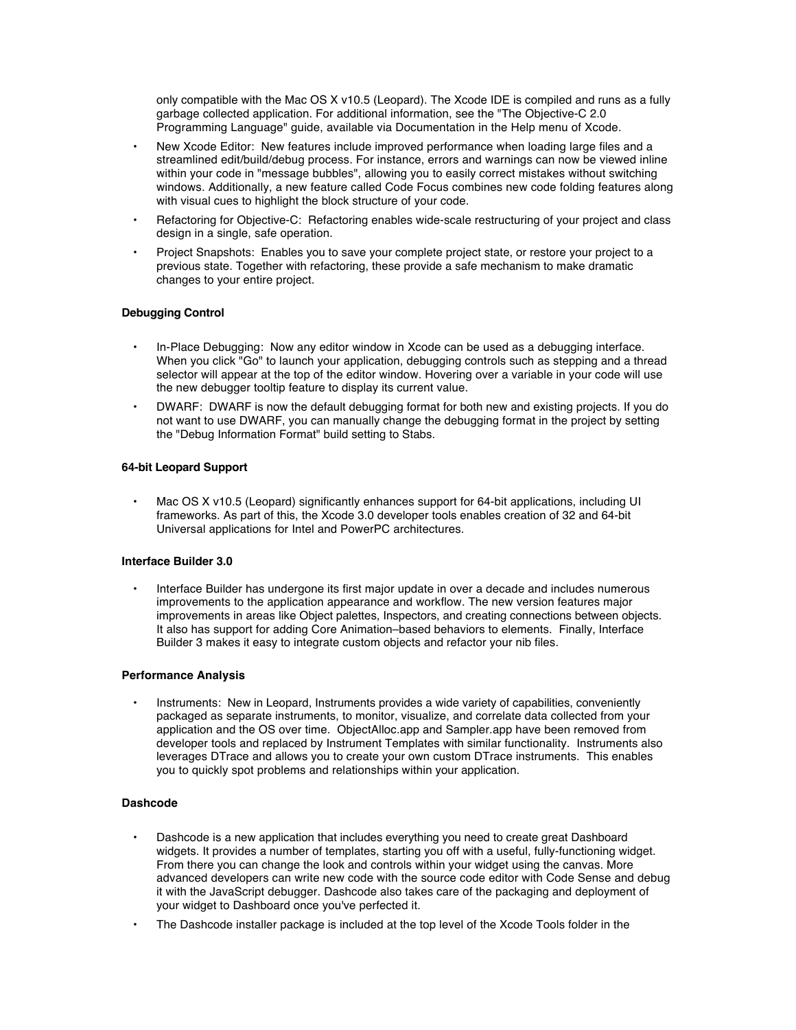only compatible with the Mac OS X v10.5 (Leopard). The Xcode IDE is compiled and runs as a fully garbage collected application. For additional information, see the "The Objective-C 2.0 Programming Language" guide, available via Documentation in the Help menu of Xcode.

- New Xcode Editor: New features include improved performance when loading large files and a streamlined edit/build/debug process. For instance, errors and warnings can now be viewed inline within your code in "message bubbles", allowing you to easily correct mistakes without switching windows. Additionally, a new feature called Code Focus combines new code folding features along with visual cues to highlight the block structure of your code.
- Refactoring for Objective-C: Refactoring enables wide-scale restructuring of your project and class design in a single, safe operation.
- Project Snapshots: Enables you to save your complete project state, or restore your project to a previous state. Together with refactoring, these provide a safe mechanism to make dramatic changes to your entire project.

**Debugging Control**

- In-Place Debugging: Now any editor window in Xcode can be used as a debugging interface. When you click "Go" to launch your application, debugging controls such as stepping and a thread selector will appear at the top of the editor window. Hovering over a variable in your code will use the new debugger tooltip feature to display its current value.
- DWARF: DWARF is now the default debugging format for both new and existing projects. If you do not want to use DWARF, you can manually change the debugging format in the project by setting the "Debug Information Format" build setting to Stabs.

**64-bit Leopard Support**

- Mac OS X v10.5 (Leopard) significantly enhances support for 64-bit applications, including UI frameworks. As part of this, the Xcode 3.0 developer tools enables creation of 32 and 64-bit Universal applications for Intel and PowerPC architectures.

**Interface Builder 3.0**

- Interface Builder has undergone its first major update in over a decade and includes numerous improvements to the application appearance and workflow. The new version features major improvements in areas like Object palettes, Inspectors, and creating connections between objects. It also has support for adding Core Animation–based behaviors to elements. Finally, Interface Builder 3 makes it easy to integrate custom objects and refactor your nib files.

**Performance Analysis**

- Instruments: New in Leopard, Instruments provides a wide variety of capabilities, conveniently packaged as separate instruments, to monitor, visualize, and correlate data collected from your application and the OS over time. ObjectAlloc.app and Sampler.app have been removed from developer tools and replaced by Instrument Templates with similar functionality. Instruments also leverages DTrace and allows you to create your own custom DTrace instruments. This enables you to quickly spot problems and relationships within your application.

**Dashcode**

- Dashcode is a new application that includes everything you need to create great Dashboard widgets. It provides a number of templates, starting you off with a useful, fully-functioning widget. From there you can change the look and controls within your widget using the canvas. More advanced developers can write new code with the source code editor with Code Sense and debug it with the JavaScript debugger. Dashcode also takes care of the packaging and deployment of your widget to Dashboard once you've perfected it.
- The Dashcode installer package is included at the top level of the Xcode Tools folder in the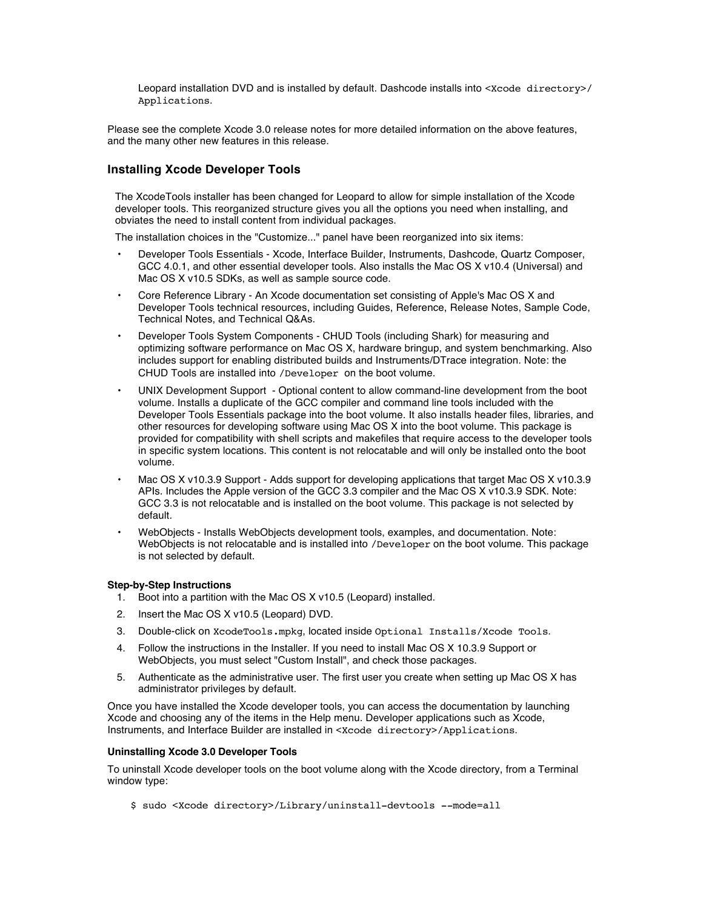Leopard installation DVD and is installed by default. Dashcode installs into `<Xcode directory>/Applications`.

Please see the complete Xcode 3.0 release notes for more detailed information on the above features, and the many other new features in this release.

## Installing Xcode Developer Tools

The XcodeTools installer has been changed for Leopard to allow for simple installation of the Xcode developer tools. This reorganized structure gives you all the options you need when installing, and obviates the need to install content from individual packages.

The installation choices in the "Customize..." panel have been reorganized into six items:

- Developer Tools Essentials - Xcode, Interface Builder, Instruments, Dashcode, Quartz Composer, GCC 4.0.1, and other essential developer tools. Also installs the Mac OS X v10.4 (Universal) and Mac OS X v10.5 SDKs, as well as sample source code.
- Core Reference Library - An Xcode documentation set consisting of Apple's Mac OS X and Developer Tools technical resources, including Guides, Reference, Release Notes, Sample Code, Technical Notes, and Technical Q&As.
- Developer Tools System Components - CHUD Tools (including Shark) for measuring and optimizing software performance on Mac OS X, hardware bringup, and system benchmarking. Also includes support for enabling distributed builds and Instruments/DTrace integration. Note: the CHUD Tools are installed into `/Developer` on the boot volume.
- UNIX Development Support - Optional content to allow command-line development from the boot volume. Installs a duplicate of the GCC compiler and command line tools included with the Developer Tools Essentials package into the boot volume. It also installs header files, libraries, and other resources for developing software using Mac OS X into the boot volume. This package is provided for compatibility with shell scripts and makefiles that require access to the developer tools in specific system locations. This content is not relocatable and will only be installed onto the boot volume.
- Mac OS X v10.3.9 Support - Adds support for developing applications that target Mac OS X v10.3.9 APIs. Includes the Apple version of the GCC 3.3 compiler and the Mac OS X v10.3.9 SDK. Note: GCC 3.3 is not relocatable and is installed on the boot volume. This package is not selected by default.
- WebObjects - Installs WebObjects development tools, examples, and documentation. Note: WebObjects is not relocatable and is installed into `/Developer` on the boot volume. This package is not selected by default.

**Step-by-Step Instructions**

1. Boot into a partition with the Mac OS X v10.5 (Leopard) installed.
2. Insert the Mac OS X v10.5 (Leopard) DVD.
3. Double-click on `XcodeTools.mpkg`, located inside `Optional Installs/Xcode Tools`.
4. Follow the instructions in the Installer. If you need to install Mac OS X 10.3.9 Support or WebObjects, you must select "Custom Install", and check those packages.
5. Authenticate as the administrative user. The first user you create when setting up Mac OS X has administrator privileges by default.

Once you have installed the Xcode developer tools, you can access the documentation by launching Xcode and choosing any of the items in the Help menu. Developer applications such as Xcode, Instruments, and Interface Builder are installed in `<Xcode directory>/Applications`.

**Uninstalling Xcode 3.0 Developer Tools**

To uninstall Xcode developer tools on the boot volume along with the Xcode directory, from a Terminal window type:

```
$ sudo <Xcode directory>/Library/uninstall-devtools --mode=all
```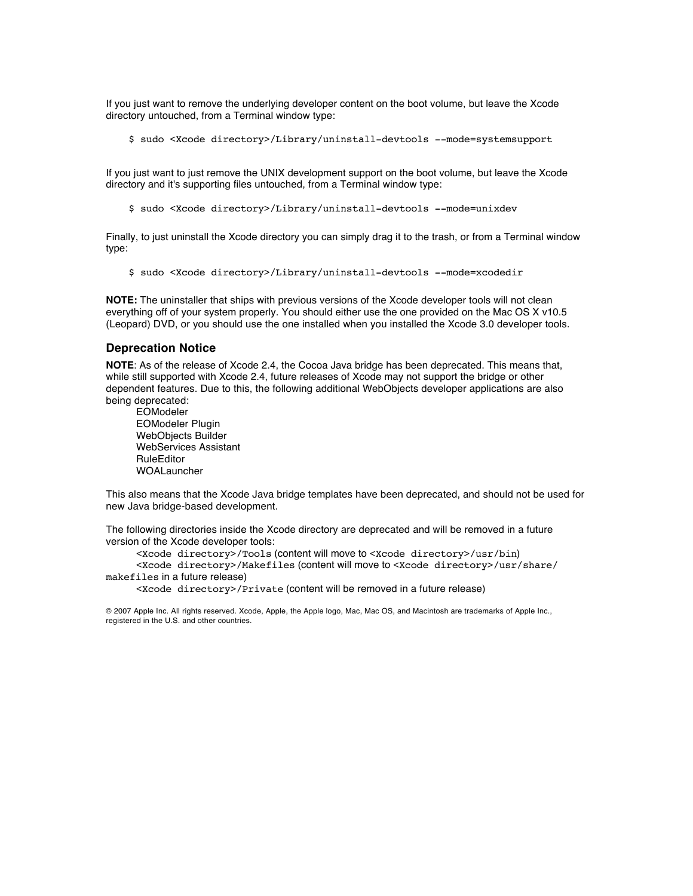If you just want to remove the underlying developer content on the boot volume, but leave the Xcode directory untouched, from a Terminal window type:

```
$ sudo <Xcode directory>/Library/uninstall-devtools --mode=systemsupport
```

If you just want to just remove the UNIX development support on the boot volume, but leave the Xcode directory and it's supporting files untouched, from a Terminal window type:

```
$ sudo <Xcode directory>/Library/uninstall-devtools --mode=unixdev
```

Finally, to just uninstall the Xcode directory you can simply drag it to the trash, or from a Terminal window type:

```
$ sudo <Xcode directory>/Library/uninstall-devtools --mode=xcodedir
```

**NOTE:** The uninstaller that ships with previous versions of the Xcode developer tools will not clean everything off of your system properly. You should either use the one provided on the Mac OS X v10.5 (Leopard) DVD, or you should use the one installed when you installed the Xcode 3.0 developer tools.

### Deprecation Notice

**NOTE**: As of the release of Xcode 2.4, the Cocoa Java bridge has been deprecated. This means that, while still supported with Xcode 2.4, future releases of Xcode may not support the bridge or other dependent features. Due to this, the following additional WebObjects developer applications are also being deprecated:

- EOModeler
- EOModeler Plugin
- WebObjects Builder
- WebServices Assistant
- RuleEditor
- WOALauncher

This also means that the Xcode Java bridge templates have been deprecated, and should not be used for new Java bridge-based development.

The following directories inside the Xcode directory are deprecated and will be removed in a future version of the Xcode developer tools:

- `<Xcode directory>/Tools` (content will move to `<Xcode directory>/usr/bin`)
- `<Xcode directory>/Makefiles` (content will move to `<Xcode directory>/usr/share/makefiles` in a future release)
- `<Xcode directory>/Private` (content will be removed in a future release)

© 2007 Apple Inc. All rights reserved. Xcode, Apple, the Apple logo, Mac, Mac OS, and Macintosh are trademarks of Apple Inc., registered in the U.S. and other countries.